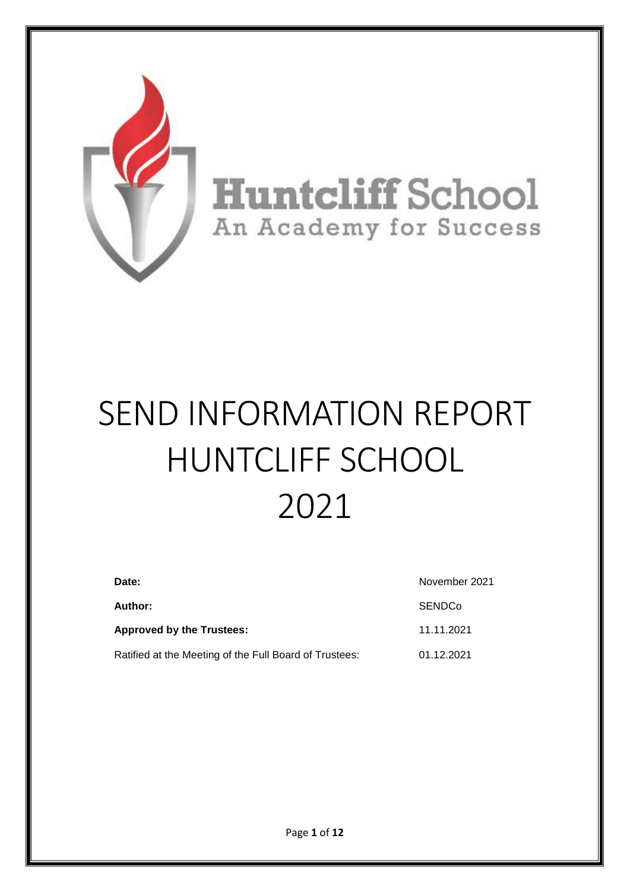Huntcliff School

An Academy for Success

# SEND INFORMATION REPORT HUNTCLIFF SCHOOL 2021

| | |
|---|---|
| **Date:** | November 2021 |
| **Author:** | SENDCo |
| **Approved by the Trustees:** | 11.11.2021 |
| Ratified at the Meeting of the Full Board of Trustees: | 01.12.2021 |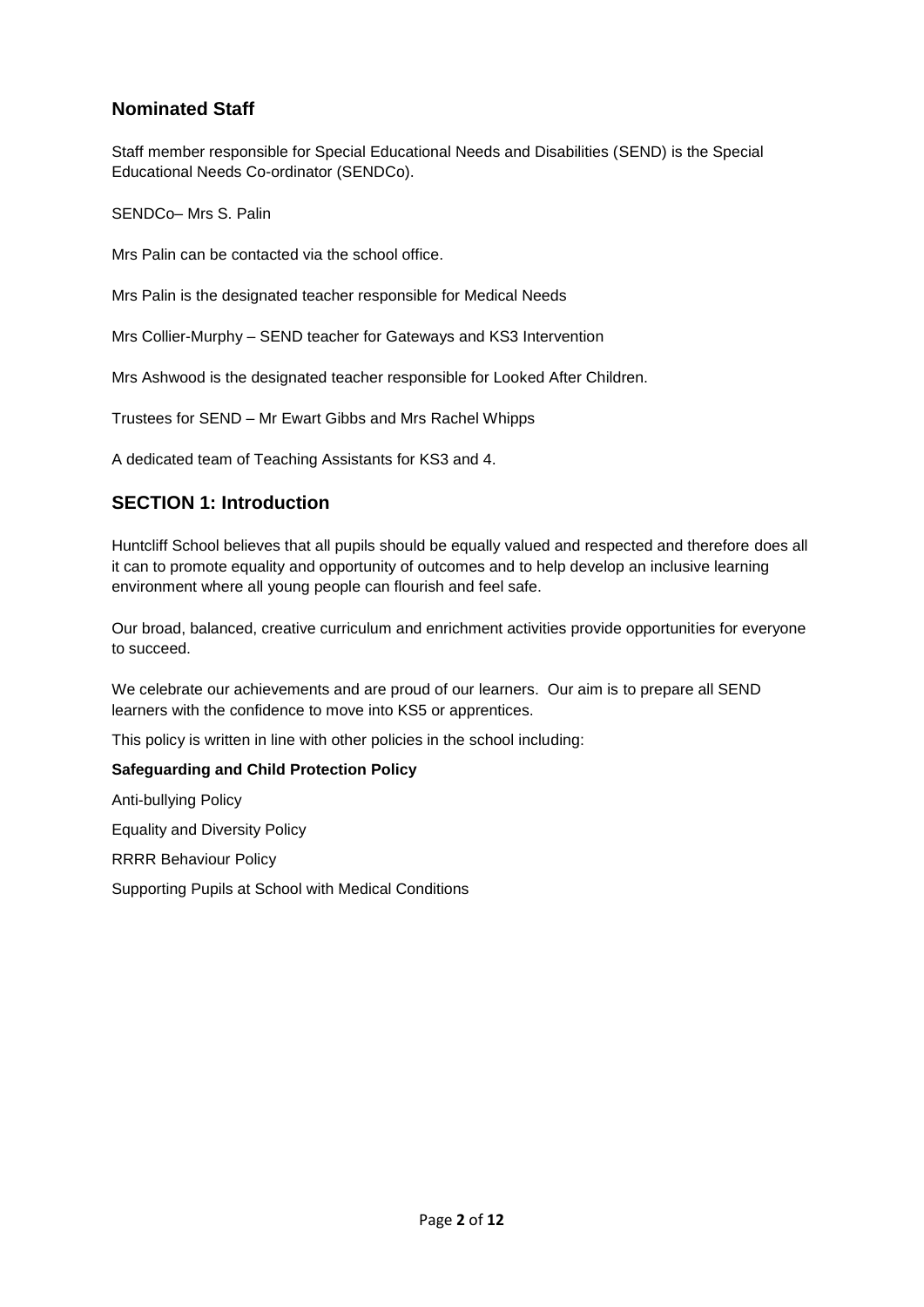## Nominated Staff

Staff member responsible for Special Educational Needs and Disabilities (SEND) is the Special Educational Needs Co-ordinator (SENDCo).

SENDCo– Mrs S. Palin

Mrs Palin can be contacted via the school office.

Mrs Palin is the designated teacher responsible for Medical Needs

Mrs Collier-Murphy – SEND teacher for Gateways and KS3 Intervention

Mrs Ashwood is the designated teacher responsible for Looked After Children.

Trustees for SEND – Mr Ewart Gibbs and Mrs Rachel Whipps

A dedicated team of Teaching Assistants for KS3 and 4.

## SECTION 1: Introduction

Huntcliff School believes that all pupils should be equally valued and respected and therefore does all it can to promote equality and opportunity of outcomes and to help develop an inclusive learning environment where all young people can flourish and feel safe.

Our broad, balanced, creative curriculum and enrichment activities provide opportunities for everyone to succeed.

We celebrate our achievements and are proud of our learners. Our aim is to prepare all SEND learners with the confidence to move into KS5 or apprentices.

This policy is written in line with other policies in the school including:

**Safeguarding and Child Protection Policy**

Anti-bullying Policy

Equality and Diversity Policy

RRRR Behaviour Policy

Supporting Pupils at School with Medical Conditions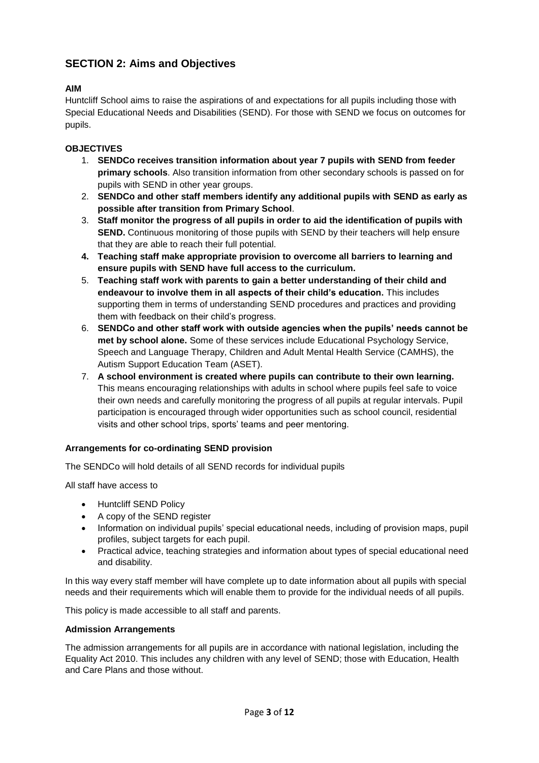## SECTION 2: Aims and Objectives

**AIM**

Huntcliff School aims to raise the aspirations of and expectations for all pupils including those with Special Educational Needs and Disabilities (SEND). For those with SEND we focus on outcomes for pupils.

**OBJECTIVES**

1. **SENDCo receives transition information about year 7 pupils with SEND from feeder primary schools**. Also transition information from other secondary schools is passed on for pupils with SEND in other year groups.
2. **SENDCo and other staff members identify any additional pupils with SEND as early as possible after transition from Primary School**.
3. **Staff monitor the progress of all pupils in order to aid the identification of pupils with SEND.** Continuous monitoring of those pupils with SEND by their teachers will help ensure that they are able to reach their full potential.
4. **Teaching staff make appropriate provision to overcome all barriers to learning and ensure pupils with SEND have full access to the curriculum.**
5. **Teaching staff work with parents to gain a better understanding of their child and endeavour to involve them in all aspects of their child's education.** This includes supporting them in terms of understanding SEND procedures and practices and providing them with feedback on their child's progress.
6. **SENDCo and other staff work with outside agencies when the pupils' needs cannot be met by school alone.** Some of these services include Educational Psychology Service, Speech and Language Therapy, Children and Adult Mental Health Service (CAMHS), the Autism Support Education Team (ASET).
7. **A school environment is created where pupils can contribute to their own learning.** This means encouraging relationships with adults in school where pupils feel safe to voice their own needs and carefully monitoring the progress of all pupils at regular intervals. Pupil participation is encouraged through wider opportunities such as school council, residential visits and other school trips, sports' teams and peer mentoring.

**Arrangements for co-ordinating SEND provision**

The SENDCo will hold details of all SEND records for individual pupils

All staff have access to

- Huntcliff SEND Policy
- A copy of the SEND register
- Information on individual pupils' special educational needs, including of provision maps, pupil profiles, subject targets for each pupil.
- Practical advice, teaching strategies and information about types of special educational need and disability.

In this way every staff member will have complete up to date information about all pupils with special needs and their requirements which will enable them to provide for the individual needs of all pupils.

This policy is made accessible to all staff and parents.

**Admission Arrangements**

The admission arrangements for all pupils are in accordance with national legislation, including the Equality Act 2010. This includes any children with any level of SEND; those with Education, Health and Care Plans and those without.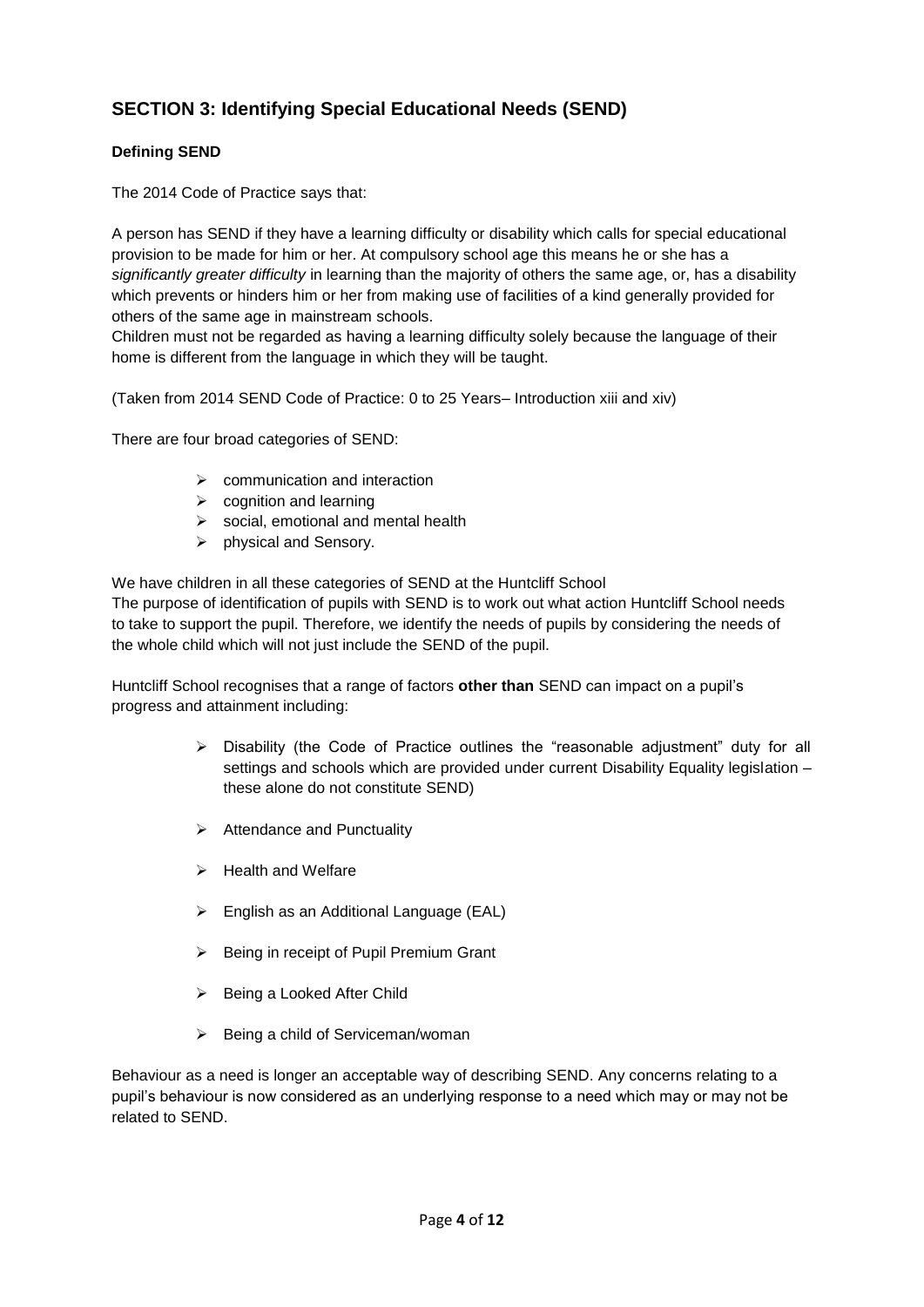## SECTION 3: Identifying Special Educational Needs (SEND)

### Defining SEND

The 2014 Code of Practice says that:

A person has SEND if they have a learning difficulty or disability which calls for special educational provision to be made for him or her. At compulsory school age this means he or she has a *significantly greater difficulty* in learning than the majority of others the same age, or, has a disability which prevents or hinders him or her from making use of facilities of a kind generally provided for others of the same age in mainstream schools.
Children must not be regarded as having a learning difficulty solely because the language of their home is different from the language in which they will be taught.

(Taken from 2014 SEND Code of Practice: 0 to 25 Years– Introduction xiii and xiv)

There are four broad categories of SEND:

- communication and interaction
- cognition and learning
- social, emotional and mental health
- physical and Sensory.

We have children in all these categories of SEND at the Huntcliff School
The purpose of identification of pupils with SEND is to work out what action Huntcliff School needs to take to support the pupil. Therefore, we identify the needs of pupils by considering the needs of the whole child which will not just include the SEND of the pupil.

Huntcliff School recognises that a range of factors **other than** SEND can impact on a pupil's progress and attainment including:

- Disability (the Code of Practice outlines the "reasonable adjustment" duty for all settings and schools which are provided under current Disability Equality legislation – these alone do not constitute SEND)
- Attendance and Punctuality
- Health and Welfare
- English as an Additional Language (EAL)
- Being in receipt of Pupil Premium Grant
- Being a Looked After Child
- Being a child of Serviceman/woman

Behaviour as a need is longer an acceptable way of describing SEND. Any concerns relating to a pupil's behaviour is now considered as an underlying response to a need which may or may not be related to SEND.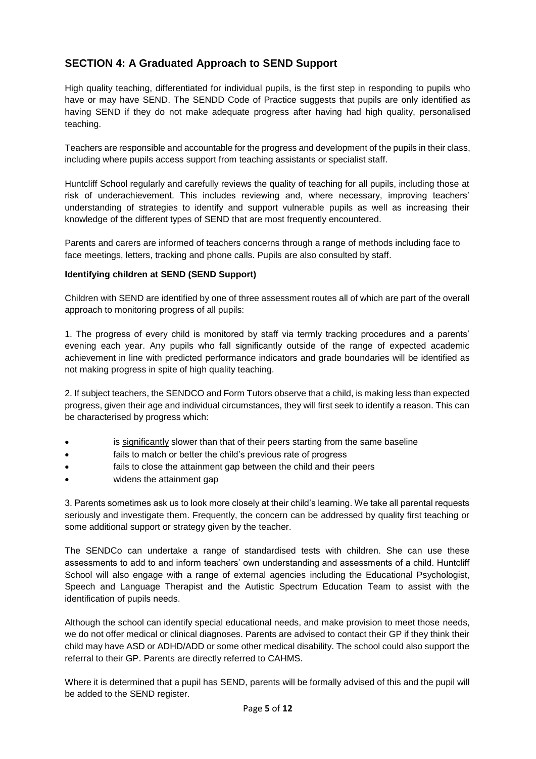## SECTION 4: A Graduated Approach to SEND Support

High quality teaching, differentiated for individual pupils, is the first step in responding to pupils who have or may have SEND. The SENDD Code of Practice suggests that pupils are only identified as having SEND if they do not make adequate progress after having had high quality, personalised teaching.

Teachers are responsible and accountable for the progress and development of the pupils in their class, including where pupils access support from teaching assistants or specialist staff.

Huntcliff School regularly and carefully reviews the quality of teaching for all pupils, including those at risk of underachievement. This includes reviewing and, where necessary, improving teachers' understanding of strategies to identify and support vulnerable pupils as well as increasing their knowledge of the different types of SEND that are most frequently encountered.

Parents and carers are informed of teachers concerns through a range of methods including face to face meetings, letters, tracking and phone calls. Pupils are also consulted by staff.

**Identifying children at SEND (SEND Support)**

Children with SEND are identified by one of three assessment routes all of which are part of the overall approach to monitoring progress of all pupils:

1. The progress of every child is monitored by staff via termly tracking procedures and a parents' evening each year. Any pupils who fall significantly outside of the range of expected academic achievement in line with predicted performance indicators and grade boundaries will be identified as not making progress in spite of high quality teaching.

2. If subject teachers, the SENDCO and Form Tutors observe that a child, is making less than expected progress, given their age and individual circumstances, they will first seek to identify a reason. This can be characterised by progress which:

- is <u>significantly</u> slower than that of their peers starting from the same baseline
- fails to match or better the child's previous rate of progress
- fails to close the attainment gap between the child and their peers
- widens the attainment gap

3. Parents sometimes ask us to look more closely at their child's learning. We take all parental requests seriously and investigate them. Frequently, the concern can be addressed by quality first teaching or some additional support or strategy given by the teacher.

The SENDCo can undertake a range of standardised tests with children. She can use these assessments to add to and inform teachers' own understanding and assessments of a child. Huntcliff School will also engage with a range of external agencies including the Educational Psychologist, Speech and Language Therapist and the Autistic Spectrum Education Team to assist with the identification of pupils needs.

Although the school can identify special educational needs, and make provision to meet those needs, we do not offer medical or clinical diagnoses. Parents are advised to contact their GP if they think their child may have ASD or ADHD/ADD or some other medical disability. The school could also support the referral to their GP. Parents are directly referred to CAHMS.

Where it is determined that a pupil has SEND, parents will be formally advised of this and the pupil will be added to the SEND register.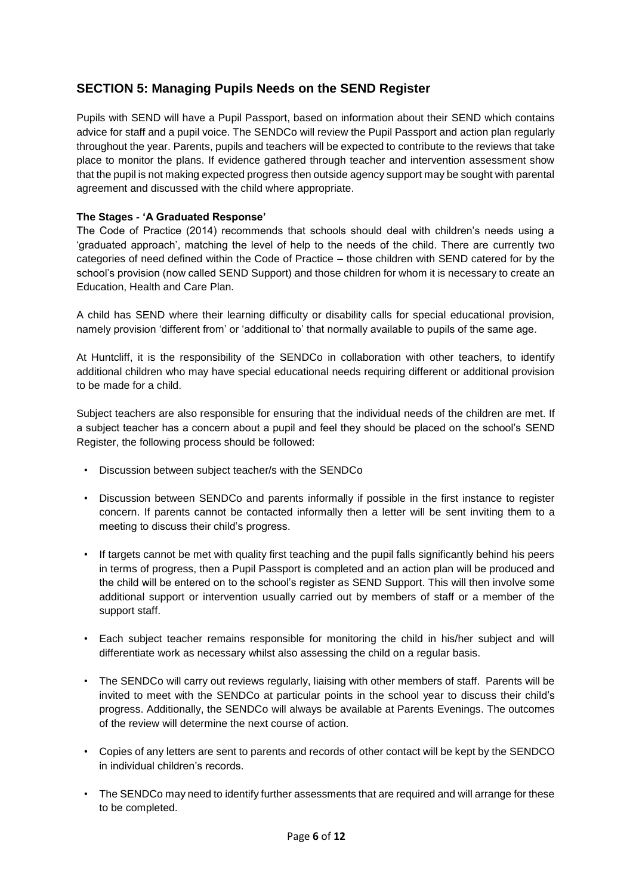## SECTION 5: Managing Pupils Needs on the SEND Register

Pupils with SEND will have a Pupil Passport, based on information about their SEND which contains advice for staff and a pupil voice. The SENDCo will review the Pupil Passport and action plan regularly throughout the year. Parents, pupils and teachers will be expected to contribute to the reviews that take place to monitor the plans. If evidence gathered through teacher and intervention assessment show that the pupil is not making expected progress then outside agency support may be sought with parental agreement and discussed with the child where appropriate.

**The Stages - 'A Graduated Response'**

The Code of Practice (2014) recommends that schools should deal with children's needs using a 'graduated approach', matching the level of help to the needs of the child. There are currently two categories of need defined within the Code of Practice – those children with SEND catered for by the school's provision (now called SEND Support) and those children for whom it is necessary to create an Education, Health and Care Plan.

A child has SEND where their learning difficulty or disability calls for special educational provision, namely provision 'different from' or 'additional to' that normally available to pupils of the same age.

At Huntcliff, it is the responsibility of the SENDCo in collaboration with other teachers, to identify additional children who may have special educational needs requiring different or additional provision to be made for a child.

Subject teachers are also responsible for ensuring that the individual needs of the children are met. If a subject teacher has a concern about a pupil and feel they should be placed on the school's SEND Register, the following process should be followed:

- Discussion between subject teacher/s with the SENDCo
- Discussion between SENDCo and parents informally if possible in the first instance to register concern. If parents cannot be contacted informally then a letter will be sent inviting them to a meeting to discuss their child's progress.
- If targets cannot be met with quality first teaching and the pupil falls significantly behind his peers in terms of progress, then a Pupil Passport is completed and an action plan will be produced and the child will be entered on to the school's register as SEND Support. This will then involve some additional support or intervention usually carried out by members of staff or a member of the support staff.
- Each subject teacher remains responsible for monitoring the child in his/her subject and will differentiate work as necessary whilst also assessing the child on a regular basis.
- The SENDCo will carry out reviews regularly, liaising with other members of staff. Parents will be invited to meet with the SENDCo at particular points in the school year to discuss their child's progress. Additionally, the SENDCo will always be available at Parents Evenings. The outcomes of the review will determine the next course of action.
- Copies of any letters are sent to parents and records of other contact will be kept by the SENDCO in individual children's records.
- The SENDCo may need to identify further assessments that are required and will arrange for these to be completed.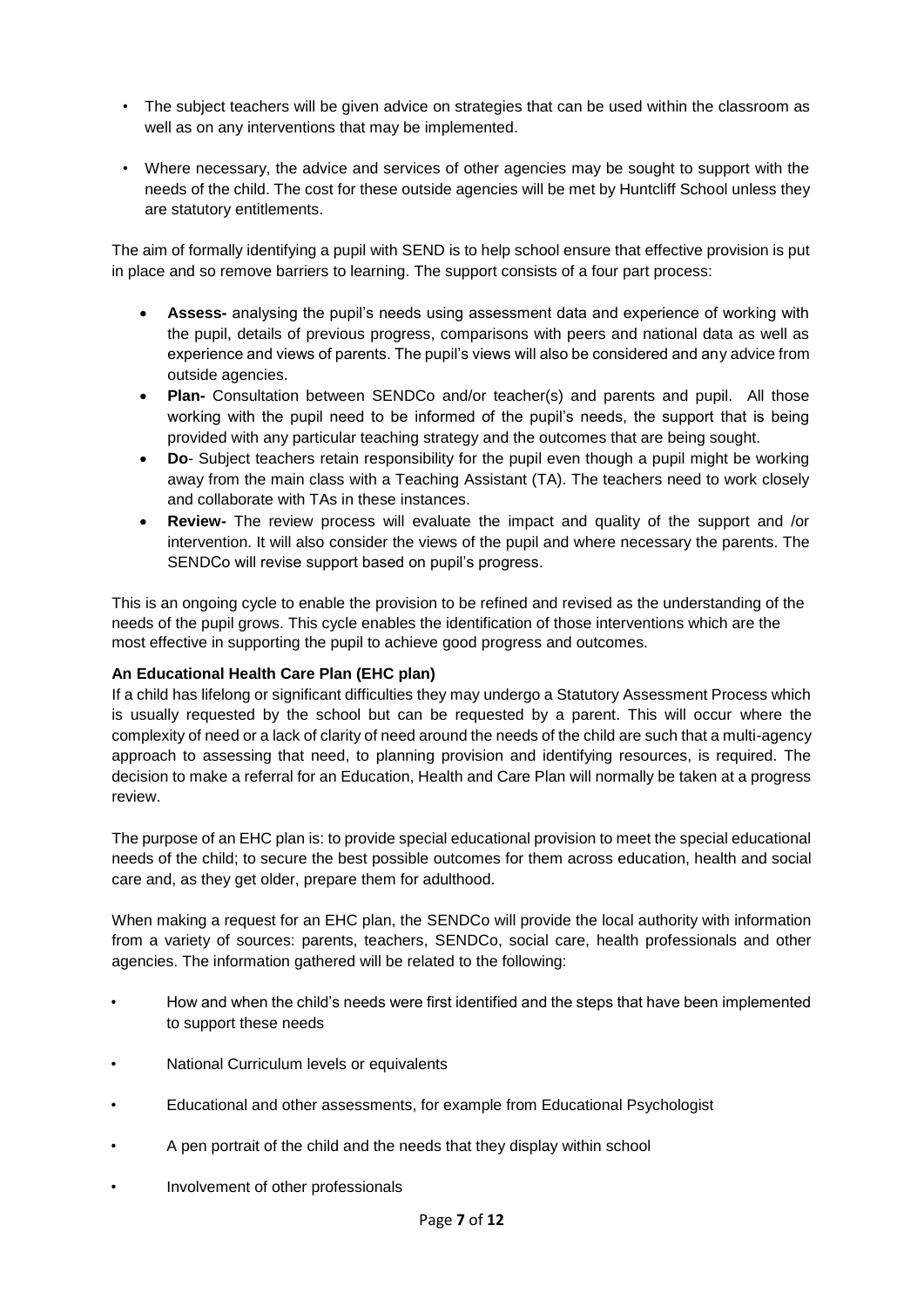- The subject teachers will be given advice on strategies that can be used within the classroom as well as on any interventions that may be implemented.
- Where necessary, the advice and services of other agencies may be sought to support with the needs of the child. The cost for these outside agencies will be met by Huntcliff School unless they are statutory entitlements.

The aim of formally identifying a pupil with SEND is to help school ensure that effective provision is put in place and so remove barriers to learning. The support consists of a four part process:

- **Assess-** analysing the pupil's needs using assessment data and experience of working with the pupil, details of previous progress, comparisons with peers and national data as well as experience and views of parents. The pupil's views will also be considered and any advice from outside agencies.
- **Plan-** Consultation between SENDCo and/or teacher(s) and parents and pupil. All those working with the pupil need to be informed of the pupil's needs, the support that is being provided with any particular teaching strategy and the outcomes that are being sought.
- **Do**- Subject teachers retain responsibility for the pupil even though a pupil might be working away from the main class with a Teaching Assistant (TA). The teachers need to work closely and collaborate with TAs in these instances.
- **Review-** The review process will evaluate the impact and quality of the support and /or intervention. It will also consider the views of the pupil and where necessary the parents. The SENDCo will revise support based on pupil's progress.

This is an ongoing cycle to enable the provision to be refined and revised as the understanding of the needs of the pupil grows. This cycle enables the identification of those interventions which are the most effective in supporting the pupil to achieve good progress and outcomes.

**An Educational Health Care Plan (EHC plan)**

If a child has lifelong or significant difficulties they may undergo a Statutory Assessment Process which is usually requested by the school but can be requested by a parent. This will occur where the complexity of need or a lack of clarity of need around the needs of the child are such that a multi-agency approach to assessing that need, to planning provision and identifying resources, is required. The decision to make a referral for an Education, Health and Care Plan will normally be taken at a progress review.

The purpose of an EHC plan is: to provide special educational provision to meet the special educational needs of the child; to secure the best possible outcomes for them across education, health and social care and, as they get older, prepare them for adulthood.

When making a request for an EHC plan, the SENDCo will provide the local authority with information from a variety of sources: parents, teachers, SENDCo, social care, health professionals and other agencies. The information gathered will be related to the following:

- How and when the child's needs were first identified and the steps that have been implemented to support these needs
- National Curriculum levels or equivalents
- Educational and other assessments, for example from Educational Psychologist
- A pen portrait of the child and the needs that they display within school
- Involvement of other professionals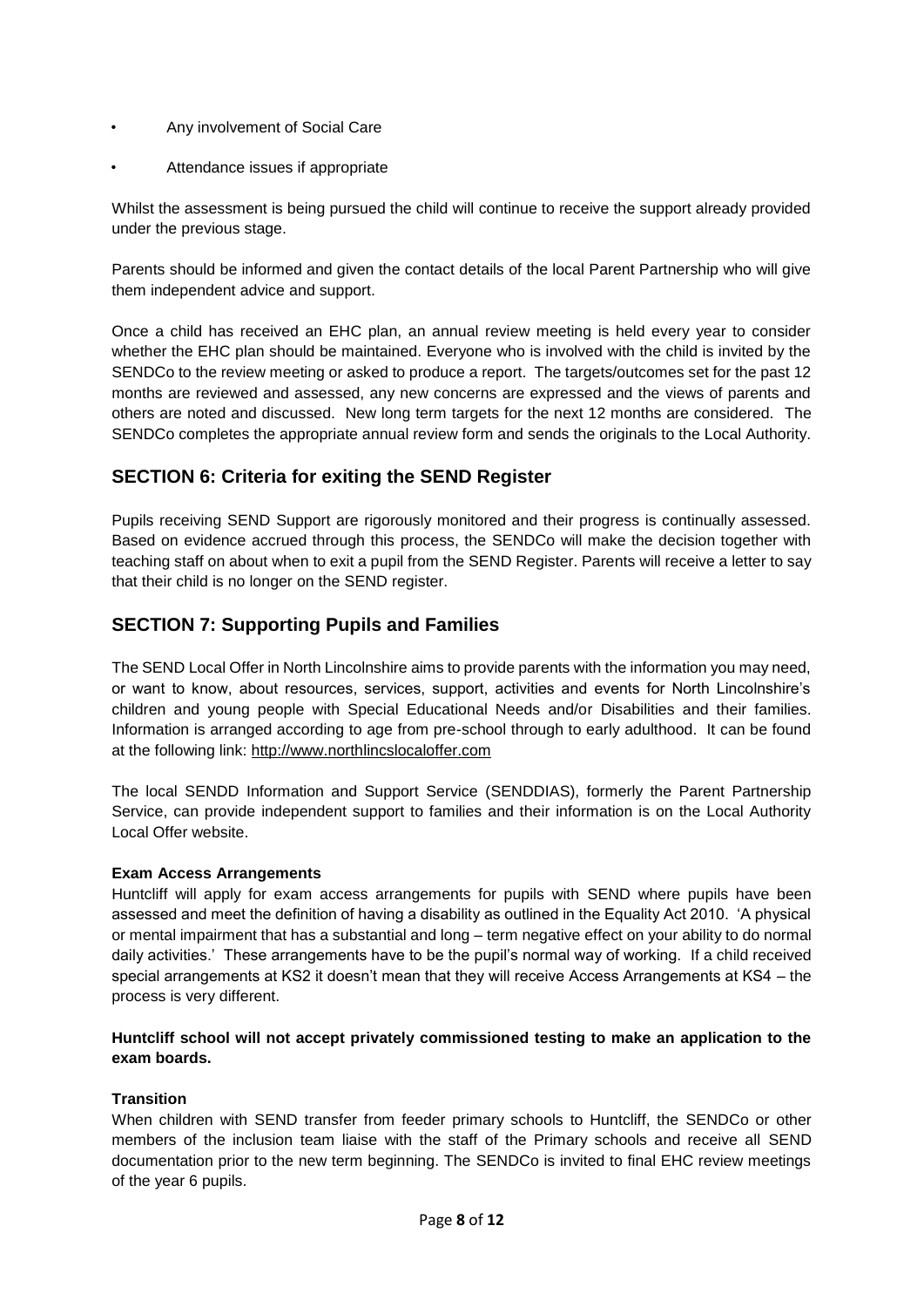- Any involvement of Social Care
- Attendance issues if appropriate

Whilst the assessment is being pursued the child will continue to receive the support already provided under the previous stage.

Parents should be informed and given the contact details of the local Parent Partnership who will give them independent advice and support.

Once a child has received an EHC plan, an annual review meeting is held every year to consider whether the EHC plan should be maintained. Everyone who is involved with the child is invited by the SENDCo to the review meeting or asked to produce a report. The targets/outcomes set for the past 12 months are reviewed and assessed, any new concerns are expressed and the views of parents and others are noted and discussed. New long term targets for the next 12 months are considered. The SENDCo completes the appropriate annual review form and sends the originals to the Local Authority.

## SECTION 6: Criteria for exiting the SEND Register

Pupils receiving SEND Support are rigorously monitored and their progress is continually assessed. Based on evidence accrued through this process, the SENDCo will make the decision together with teaching staff on about when to exit a pupil from the SEND Register. Parents will receive a letter to say that their child is no longer on the SEND register.

## SECTION 7: Supporting Pupils and Families

The SEND Local Offer in North Lincolnshire aims to provide parents with the information you may need, or want to know, about resources, services, support, activities and events for North Lincolnshire's children and young people with Special Educational Needs and/or Disabilities and their families. Information is arranged according to age from pre-school through to early adulthood. It can be found at the following link: http://www.northlincslocaloffer.com

The local SENDD Information and Support Service (SENDDIAS), formerly the Parent Partnership Service, can provide independent support to families and their information is on the Local Authority Local Offer website.

**Exam Access Arrangements**

Huntcliff will apply for exam access arrangements for pupils with SEND where pupils have been assessed and meet the definition of having a disability as outlined in the Equality Act 2010. 'A physical or mental impairment that has a substantial and long – term negative effect on your ability to do normal daily activities.' These arrangements have to be the pupil's normal way of working. If a child received special arrangements at KS2 it doesn't mean that they will receive Access Arrangements at KS4 – the process is very different.

**Huntcliff school will not accept privately commissioned testing to make an application to the exam boards.**

**Transition**

When children with SEND transfer from feeder primary schools to Huntcliff, the SENDCo or other members of the inclusion team liaise with the staff of the Primary schools and receive all SEND documentation prior to the new term beginning. The SENDCo is invited to final EHC review meetings of the year 6 pupils.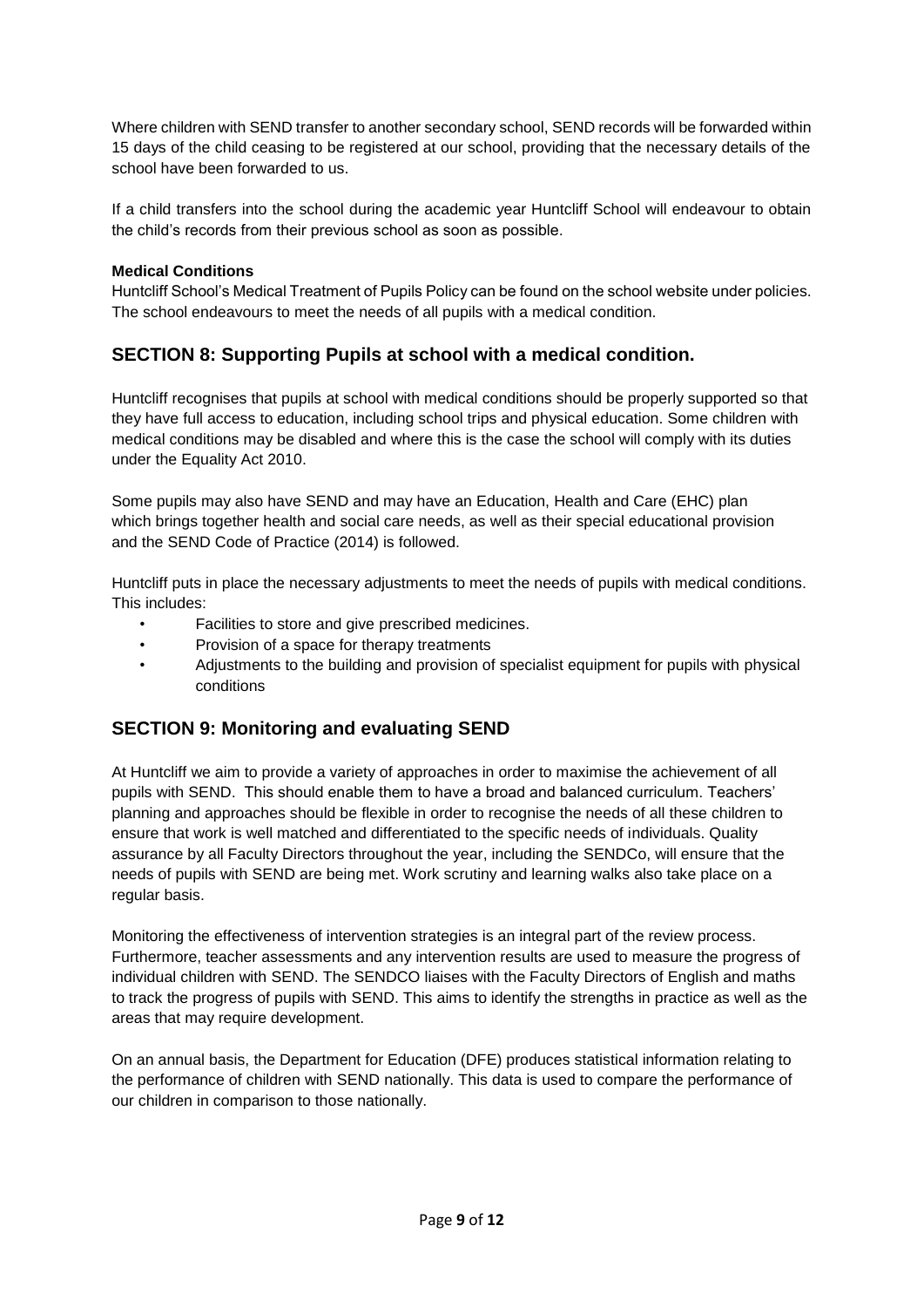Where children with SEND transfer to another secondary school, SEND records will be forwarded within 15 days of the child ceasing to be registered at our school, providing that the necessary details of the school have been forwarded to us.

If a child transfers into the school during the academic year Huntcliff School will endeavour to obtain the child's records from their previous school as soon as possible.

**Medical Conditions**
Huntcliff School's Medical Treatment of Pupils Policy can be found on the school website under policies. The school endeavours to meet the needs of all pupils with a medical condition.

## SECTION 8: Supporting Pupils at school with a medical condition.

Huntcliff recognises that pupils at school with medical conditions should be properly supported so that they have full access to education, including school trips and physical education. Some children with medical conditions may be disabled and where this is the case the school will comply with its duties under the Equality Act 2010.

Some pupils may also have SEND and may have an Education, Health and Care (EHC) plan which brings together health and social care needs, as well as their special educational provision and the SEND Code of Practice (2014) is followed.

Huntcliff puts in place the necessary adjustments to meet the needs of pupils with medical conditions. This includes:

- Facilities to store and give prescribed medicines.
- Provision of a space for therapy treatments
- Adjustments to the building and provision of specialist equipment for pupils with physical conditions

## SECTION 9: Monitoring and evaluating SEND

At Huntcliff we aim to provide a variety of approaches in order to maximise the achievement of all pupils with SEND. This should enable them to have a broad and balanced curriculum. Teachers' planning and approaches should be flexible in order to recognise the needs of all these children to ensure that work is well matched and differentiated to the specific needs of individuals. Quality assurance by all Faculty Directors throughout the year, including the SENDCo, will ensure that the needs of pupils with SEND are being met. Work scrutiny and learning walks also take place on a regular basis.

Monitoring the effectiveness of intervention strategies is an integral part of the review process. Furthermore, teacher assessments and any intervention results are used to measure the progress of individual children with SEND. The SENDCO liaises with the Faculty Directors of English and maths to track the progress of pupils with SEND. This aims to identify the strengths in practice as well as the areas that may require development.

On an annual basis, the Department for Education (DFE) produces statistical information relating to the performance of children with SEND nationally. This data is used to compare the performance of our children in comparison to those nationally.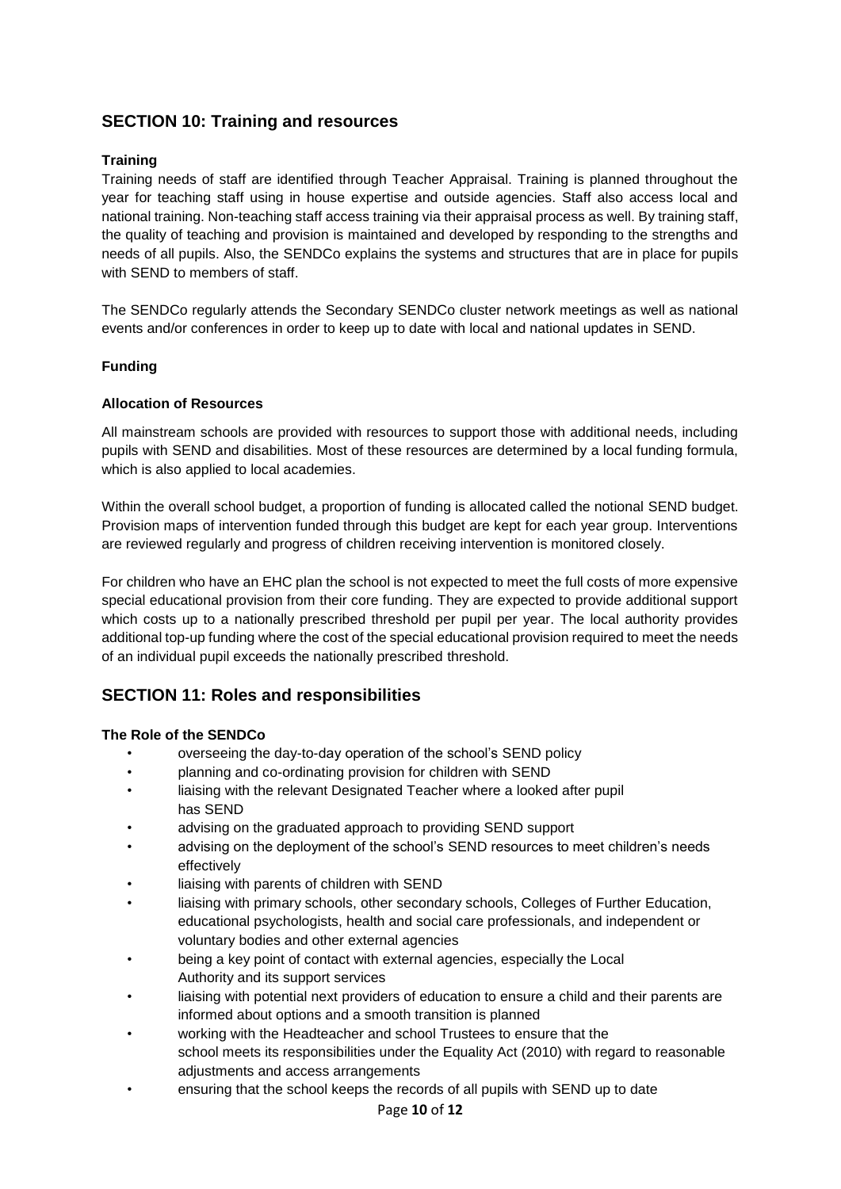## SECTION 10: Training and resources

### Training

Training needs of staff are identified through Teacher Appraisal. Training is planned throughout the year for teaching staff using in house expertise and outside agencies. Staff also access local and national training. Non-teaching staff access training via their appraisal process as well. By training staff, the quality of teaching and provision is maintained and developed by responding to the strengths and needs of all pupils. Also, the SENDCo explains the systems and structures that are in place for pupils with SEND to members of staff.

The SENDCo regularly attends the Secondary SENDCo cluster network meetings as well as national events and/or conferences in order to keep up to date with local and national updates in SEND.

### Funding

### Allocation of Resources

All mainstream schools are provided with resources to support those with additional needs, including pupils with SEND and disabilities. Most of these resources are determined by a local funding formula, which is also applied to local academies.

Within the overall school budget, a proportion of funding is allocated called the notional SEND budget. Provision maps of intervention funded through this budget are kept for each year group. Interventions are reviewed regularly and progress of children receiving intervention is monitored closely.

For children who have an EHC plan the school is not expected to meet the full costs of more expensive special educational provision from their core funding. They are expected to provide additional support which costs up to a nationally prescribed threshold per pupil per year. The local authority provides additional top-up funding where the cost of the special educational provision required to meet the needs of an individual pupil exceeds the nationally prescribed threshold.

## SECTION 11: Roles and responsibilities

### The Role of the SENDCo

- overseeing the day-to-day operation of the school's SEND policy
- planning and co-ordinating provision for children with SEND
- liaising with the relevant Designated Teacher where a looked after pupil has SEND
- advising on the graduated approach to providing SEND support
- advising on the deployment of the school's SEND resources to meet children's needs effectively
- liaising with parents of children with SEND
- liaising with primary schools, other secondary schools, Colleges of Further Education, educational psychologists, health and social care professionals, and independent or voluntary bodies and other external agencies
- being a key point of contact with external agencies, especially the Local Authority and its support services
- liaising with potential next providers of education to ensure a child and their parents are informed about options and a smooth transition is planned
- working with the Headteacher and school Trustees to ensure that the school meets its responsibilities under the Equality Act (2010) with regard to reasonable adjustments and access arrangements
- ensuring that the school keeps the records of all pupils with SEND up to date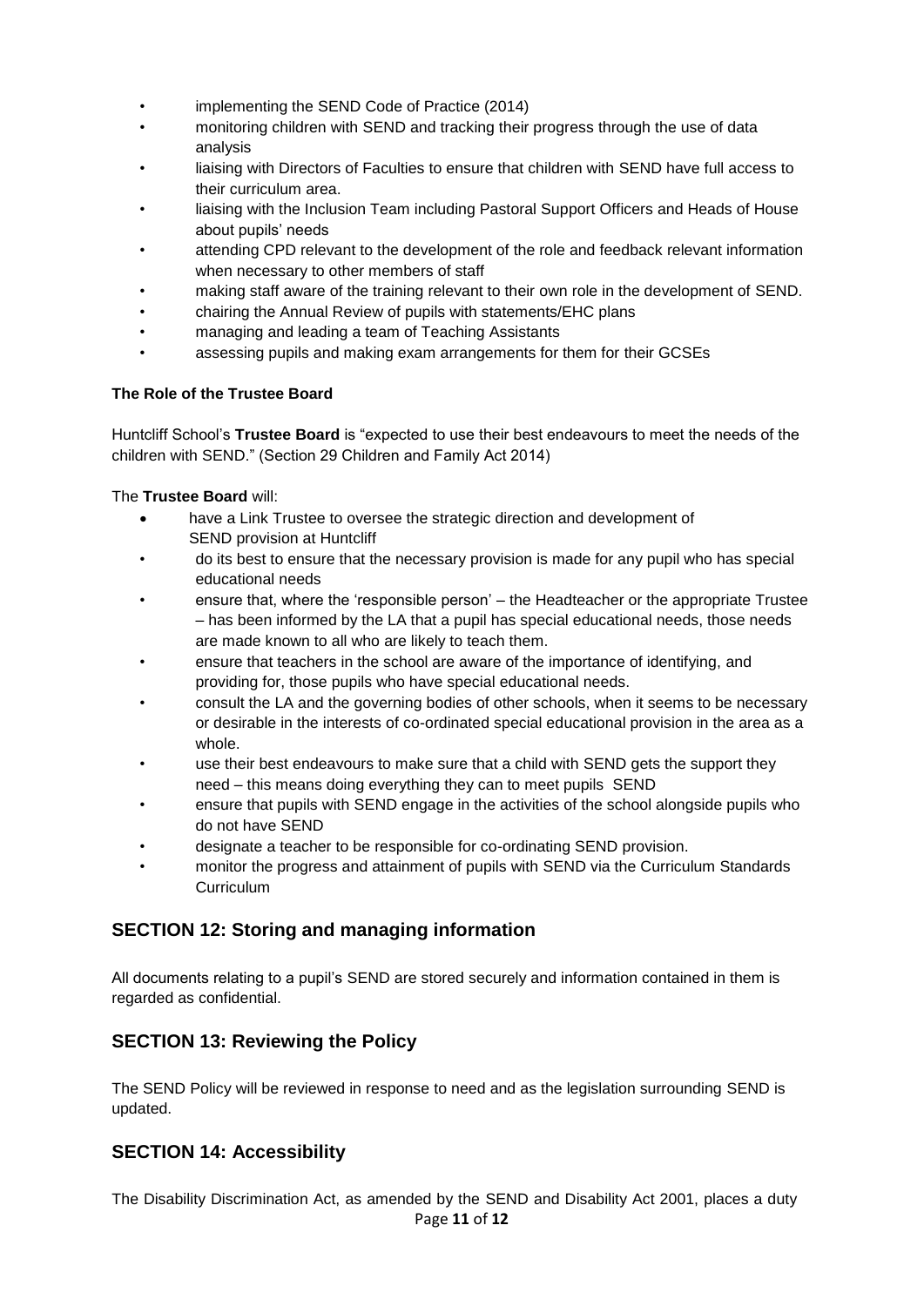- implementing the SEND Code of Practice (2014)
- monitoring children with SEND and tracking their progress through the use of data analysis
- liaising with Directors of Faculties to ensure that children with SEND have full access to their curriculum area.
- liaising with the Inclusion Team including Pastoral Support Officers and Heads of House about pupils' needs
- attending CPD relevant to the development of the role and feedback relevant information when necessary to other members of staff
- making staff aware of the training relevant to their own role in the development of SEND.
- chairing the Annual Review of pupils with statements/EHC plans
- managing and leading a team of Teaching Assistants
- assessing pupils and making exam arrangements for them for their GCSEs

**The Role of the Trustee Board**

Huntcliff School's **Trustee Board** is "expected to use their best endeavours to meet the needs of the children with SEND." (Section 29 Children and Family Act 2014)

The **Trustee Board** will:

- have a Link Trustee to oversee the strategic direction and development of SEND provision at Huntcliff
- do its best to ensure that the necessary provision is made for any pupil who has special educational needs
- ensure that, where the 'responsible person' – the Headteacher or the appropriate Trustee – has been informed by the LA that a pupil has special educational needs, those needs are made known to all who are likely to teach them.
- ensure that teachers in the school are aware of the importance of identifying, and providing for, those pupils who have special educational needs.
- consult the LA and the governing bodies of other schools, when it seems to be necessary or desirable in the interests of co-ordinated special educational provision in the area as a whole.
- use their best endeavours to make sure that a child with SEND gets the support they need – this means doing everything they can to meet pupils SEND
- ensure that pupils with SEND engage in the activities of the school alongside pupils who do not have SEND
- designate a teacher to be responsible for co-ordinating SEND provision.
- monitor the progress and attainment of pupils with SEND via the Curriculum Standards Curriculum

## SECTION 12: Storing and managing information

All documents relating to a pupil's SEND are stored securely and information contained in them is regarded as confidential.

## SECTION 13: Reviewing the Policy

The SEND Policy will be reviewed in response to need and as the legislation surrounding SEND is updated.

## SECTION 14: Accessibility

The Disability Discrimination Act, as amended by the SEND and Disability Act 2001, places a duty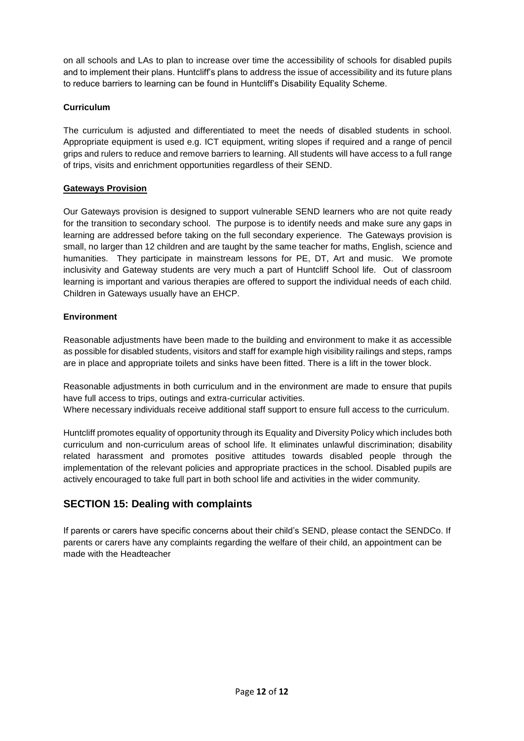on all schools and LAs to plan to increase over time the accessibility of schools for disabled pupils and to implement their plans. Huntcliff's plans to address the issue of accessibility and its future plans to reduce barriers to learning can be found in Huntcliff's Disability Equality Scheme.

**Curriculum**

The curriculum is adjusted and differentiated to meet the needs of disabled students in school. Appropriate equipment is used e.g. ICT equipment, writing slopes if required and a range of pencil grips and rulers to reduce and remove barriers to learning. All students will have access to a full range of trips, visits and enrichment opportunities regardless of their SEND.

**Gateways Provision**

Our Gateways provision is designed to support vulnerable SEND learners who are not quite ready for the transition to secondary school. The purpose is to identify needs and make sure any gaps in learning are addressed before taking on the full secondary experience. The Gateways provision is small, no larger than 12 children and are taught by the same teacher for maths, English, science and humanities. They participate in mainstream lessons for PE, DT, Art and music. We promote inclusivity and Gateway students are very much a part of Huntcliff School life. Out of classroom learning is important and various therapies are offered to support the individual needs of each child. Children in Gateways usually have an EHCP.

**Environment**

Reasonable adjustments have been made to the building and environment to make it as accessible as possible for disabled students, visitors and staff for example high visibility railings and steps, ramps are in place and appropriate toilets and sinks have been fitted. There is a lift in the tower block.

Reasonable adjustments in both curriculum and in the environment are made to ensure that pupils have full access to trips, outings and extra-curricular activities.
Where necessary individuals receive additional staff support to ensure full access to the curriculum.

Huntcliff promotes equality of opportunity through its Equality and Diversity Policy which includes both curriculum and non-curriculum areas of school life. It eliminates unlawful discrimination; disability related harassment and promotes positive attitudes towards disabled people through the implementation of the relevant policies and appropriate practices in the school. Disabled pupils are actively encouraged to take full part in both school life and activities in the wider community.

## SECTION 15: Dealing with complaints

If parents or carers have specific concerns about their child's SEND, please contact the SENDCo. If parents or carers have any complaints regarding the welfare of their child, an appointment can be made with the Headteacher